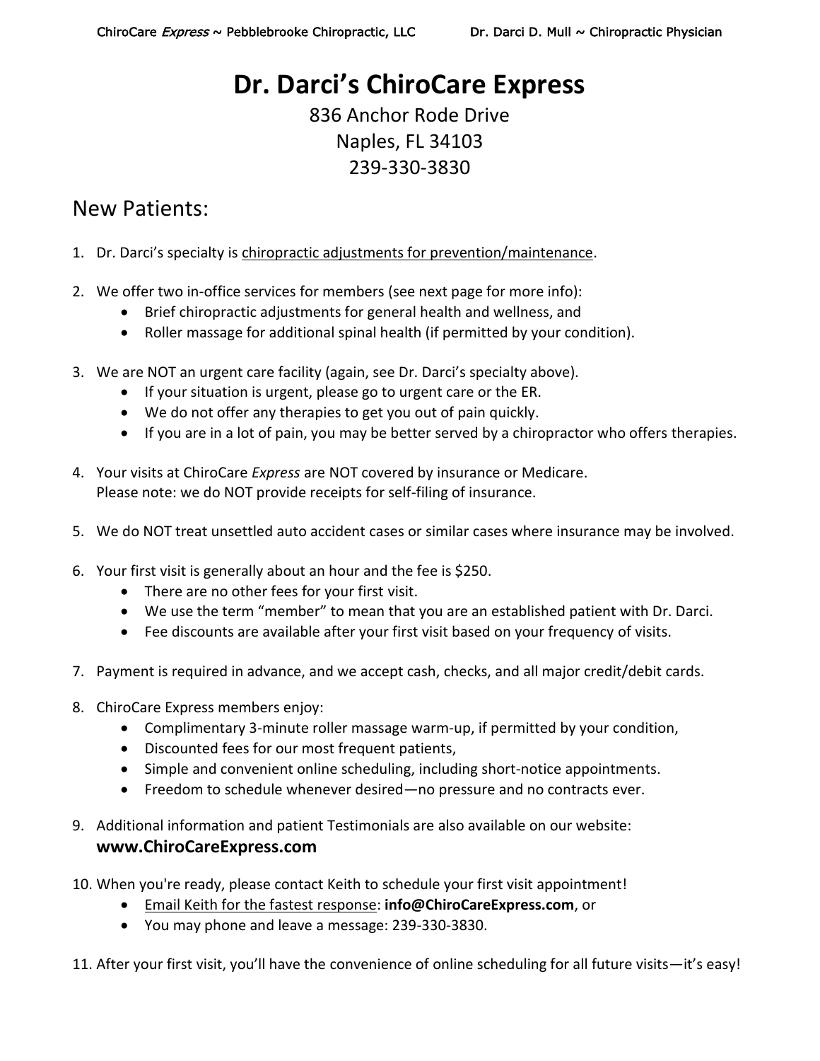# Dr. Darci's ChiroCare Express

836 Anchor Rode Drive
Naples, FL 34103
239-330-3830

## New Patients:

1. Dr. Darci's specialty is chiropractic adjustments for prevention/maintenance.

2. We offer two in-office services for members (see next page for more info):
   - Brief chiropractic adjustments for general health and wellness, and
   - Roller massage for additional spinal health (if permitted by your condition).

3. We are NOT an urgent care facility (again, see Dr. Darci's specialty above).
   - If your situation is urgent, please go to urgent care or the ER.
   - We do not offer any therapies to get you out of pain quickly.
   - If you are in a lot of pain, you may be better served by a chiropractor who offers therapies.

4. Your visits at ChiroCare *Express* are NOT covered by insurance or Medicare.
   Please note: we do NOT provide receipts for self-filing of insurance.

5. We do NOT treat unsettled auto accident cases or similar cases where insurance may be involved.

6. Your first visit is generally about an hour and the fee is $250.
   - There are no other fees for your first visit.
   - We use the term "member" to mean that you are an established patient with Dr. Darci.
   - Fee discounts are available after your first visit based on your frequency of visits.

7. Payment is required in advance, and we accept cash, checks, and all major credit/debit cards.

8. ChiroCare Express members enjoy:
   - Complimentary 3-minute roller massage warm-up, if permitted by your condition,
   - Discounted fees for our most frequent patients,
   - Simple and convenient online scheduling, including short-notice appointments.
   - Freedom to schedule whenever desired—no pressure and no contracts ever.

9. Additional information and patient Testimonials are also available on our website:
   **www.ChiroCareExpress.com**

10. When you're ready, please contact Keith to schedule your first visit appointment!
    - Email Keith for the fastest response: **info@ChiroCareExpress.com**, or
    - You may phone and leave a message: 239-330-3830.

11. After your first visit, you'll have the convenience of online scheduling for all future visits—it's easy!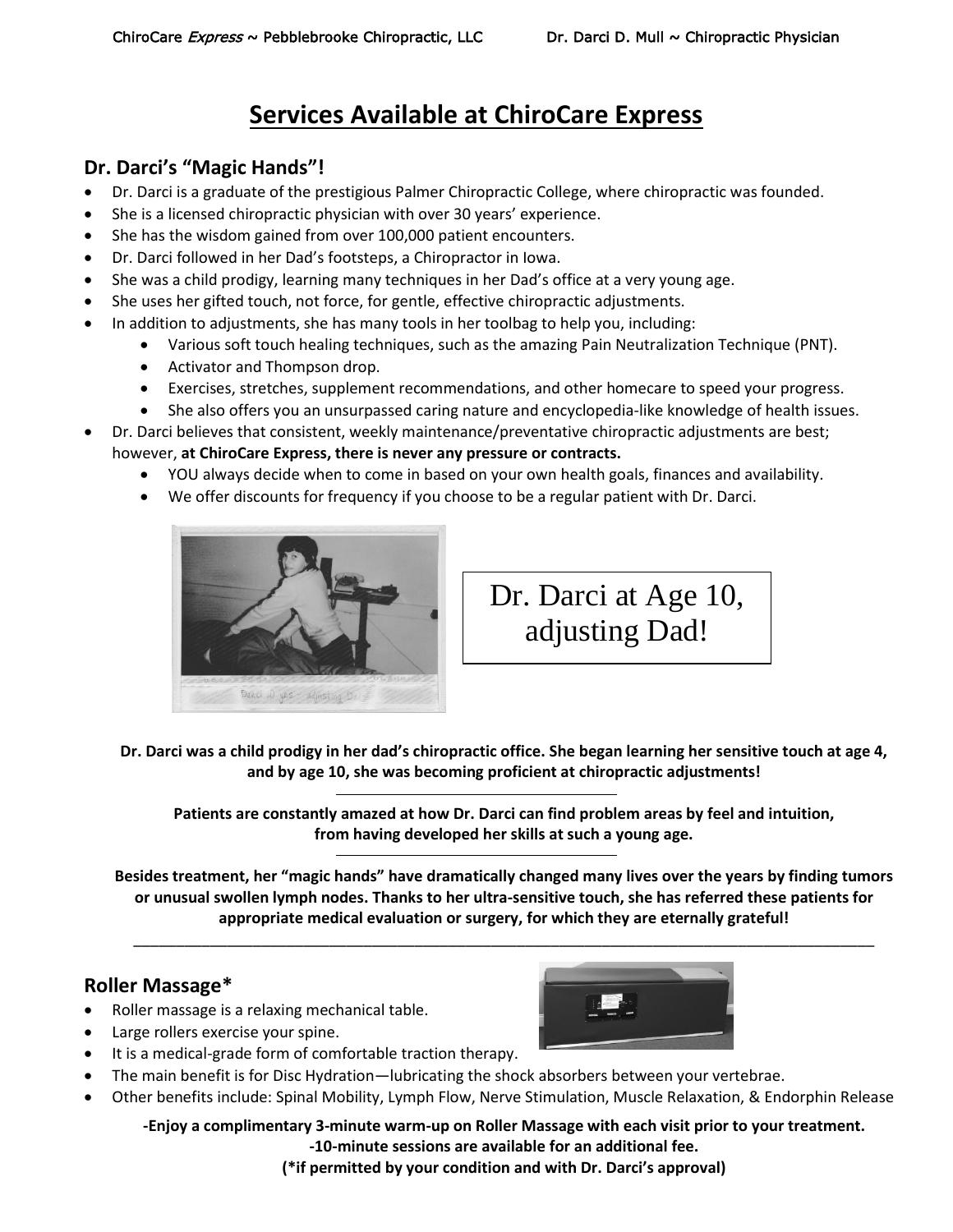# Services Available at ChiroCare Express

## Dr. Darci's "Magic Hands"!

- Dr. Darci is a graduate of the prestigious Palmer Chiropractic College, where chiropractic was founded.
- She is a licensed chiropractic physician with over 30 years' experience.
- She has the wisdom gained from over 100,000 patient encounters.
- Dr. Darci followed in her Dad's footsteps, a Chiropractor in Iowa.
- She was a child prodigy, learning many techniques in her Dad's office at a very young age.
- She uses her gifted touch, not force, for gentle, effective chiropractic adjustments.
- In addition to adjustments, she has many tools in her toolbag to help you, including:
    - Various soft touch healing techniques, such as the amazing Pain Neutralization Technique (PNT).
    - Activator and Thompson drop.
    - Exercises, stretches, supplement recommendations, and other homecare to speed your progress.
    - She also offers you an unsurpassed caring nature and encyclopedia-like knowledge of health issues.
- Dr. Darci believes that consistent, weekly maintenance/preventative chiropractic adjustments are best; however, **at ChiroCare Express, there is never any pressure or contracts.**
    - YOU always decide when to come in based on your own health goals, finances and availability.
    - We offer discounts for frequency if you choose to be a regular patient with Dr. Darci.

Dr. Darci at Age 10, adjusting Dad!

**Dr. Darci was a child prodigy in her dad's chiropractic office. She began learning her sensitive touch at age 4, and by age 10, she was becoming proficient at chiropractic adjustments!**

**Patients are constantly amazed at how Dr. Darci can find problem areas by feel and intuition, from having developed her skills at such a young age.**

**Besides treatment, her "magic hands" have dramatically changed many lives over the years by finding tumors or unusual swollen lymph nodes. Thanks to her ultra-sensitive touch, she has referred these patients for appropriate medical evaluation or surgery, for which they are eternally grateful!**

---

## Roller Massage*

- Roller massage is a relaxing mechanical table.
- Large rollers exercise your spine.
- It is a medical-grade form of comfortable traction therapy.
- The main benefit is for Disc Hydration—lubricating the shock absorbers between your vertebrae.
- Other benefits include: Spinal Mobility, Lymph Flow, Nerve Stimulation, Muscle Relaxation, & Endorphin Release

**-Enjoy a complimentary 3-minute warm-up on Roller Massage with each visit prior to your treatment.**
**-10-minute sessions are available for an additional fee.**
**(*if permitted by your condition and with Dr. Darci's approval)**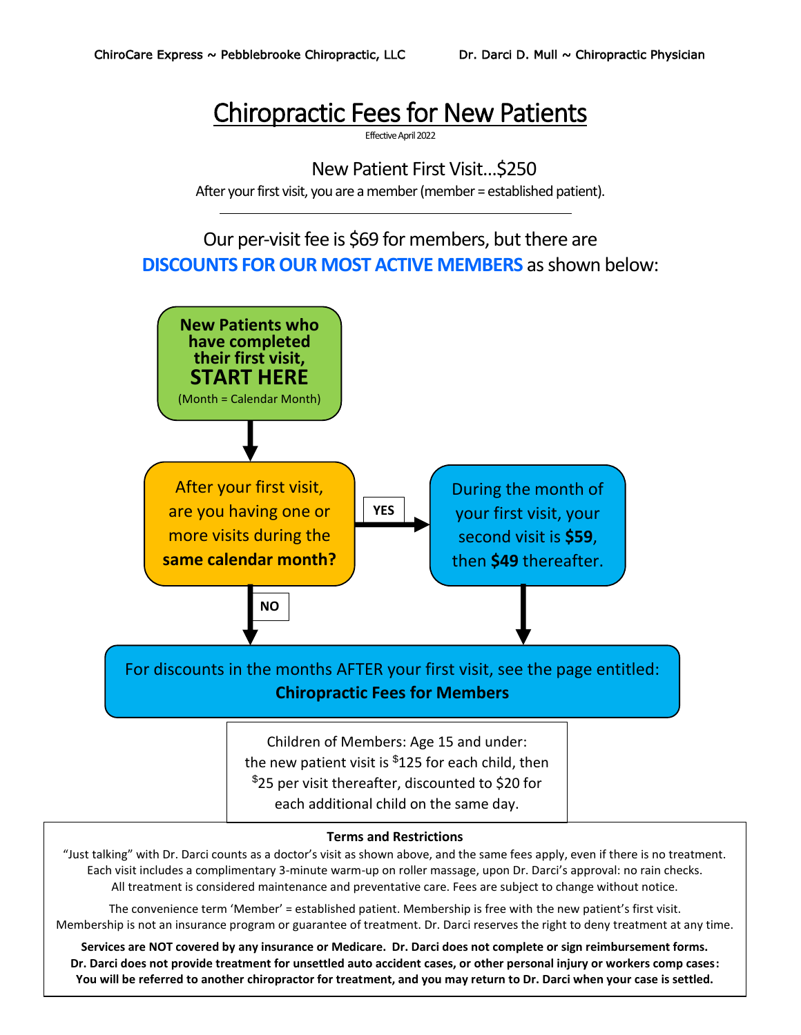ChiroCare Express ~ Pebblebrooke Chiropractic, LLC Dr. Darci D. Mull ~ Chiropractic Physician

# Chiropractic Fees for New Patients

Effective April 2022

New Patient First Visit…$250

After your first visit, you are a member (member = established patient).

---

Our per-visit fee is $69 for members, but there are **DISCOUNTS FOR OUR MOST ACTIVE MEMBERS** as shown below:

**New Patients who have completed their first visit, START HERE**
(Month = Calendar Month)

After your first visit, are you having one or more visits during the **same calendar month?**

**YES** → During the month of your first visit, your second visit is **$59**, then **$49** thereafter.

**NO** → For discounts in the months AFTER your first visit, see the page entitled: **Chiropractic Fees for Members**

Children of Members: Age 15 and under: the new patient visit is $125 for each child, then $25 per visit thereafter, discounted to $20 for each additional child on the same day.

**Terms and Restrictions**

"Just talking" with Dr. Darci counts as a doctor's visit as shown above, and the same fees apply, even if there is no treatment. Each visit includes a complimentary 3-minute warm-up on roller massage, upon Dr. Darci's approval: no rain checks. All treatment is considered maintenance and preventative care. Fees are subject to change without notice.

The convenience term 'Member' = established patient. Membership is free with the new patient's first visit. Membership is not an insurance program or guarantee of treatment. Dr. Darci reserves the right to deny treatment at any time.

**Services are NOT covered by any insurance or Medicare. Dr. Darci does not complete or sign reimbursement forms. Dr. Darci does not provide treatment for unsettled auto accident cases, or other personal injury or workers comp cases: You will be referred to another chiropractor for treatment, and you may return to Dr. Darci when your case is settled.**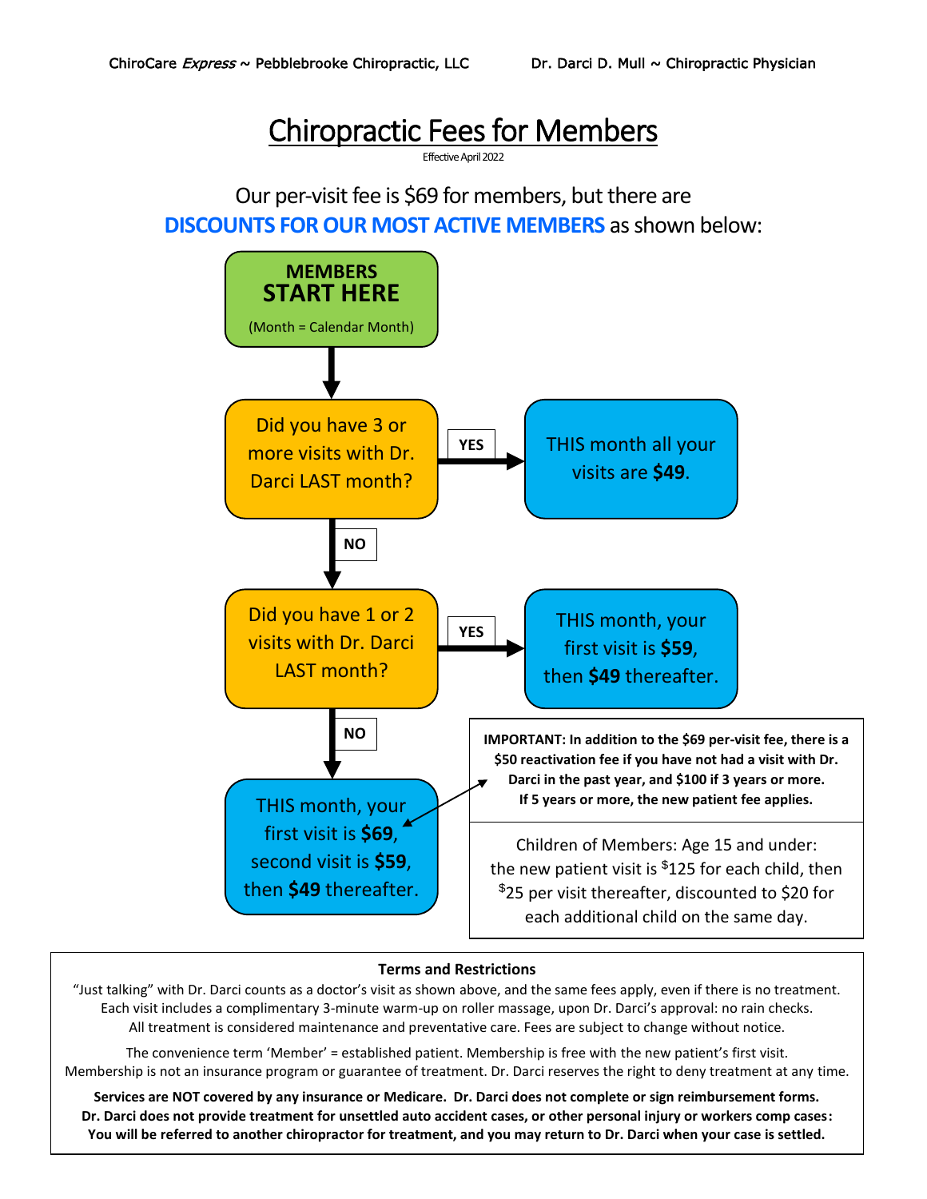ChiroCare *Express* ~ Pebblebrooke Chiropractic, LLC Dr. Darci D. Mull ~ Chiropractic Physician

# Chiropractic Fees for Members

Effective April 2022

Our per-visit fee is $69 for members, but there are **DISCOUNTS FOR OUR MOST ACTIVE MEMBERS** as shown below:

**MEMBERS START HERE**

(Month = Calendar Month)

Did you have 3 or more visits with Dr. Darci LAST month?

- **YES** → THIS month all your visits are **$49**.
- **NO** ↓

Did you have 1 or 2 visits with Dr. Darci LAST month?

- **YES** → THIS month, your first visit is **$59**, then **$49** thereafter.
- **NO** ↓

THIS month, your first visit is **$69**, second visit is **$59**, then **$49** thereafter.

**IMPORTANT: In addition to the $69 per-visit fee, there is a $50 reactivation fee if you have not had a visit with Dr. Darci in the past year, and $100 if 3 years or more. If 5 years or more, the new patient fee applies.**

Children of Members: Age 15 and under: the new patient visit is $125 for each child, then $25 per visit thereafter, discounted to $20 for each additional child on the same day.

**Terms and Restrictions**

"Just talking" with Dr. Darci counts as a doctor's visit as shown above, and the same fees apply, even if there is no treatment. Each visit includes a complimentary 3-minute warm-up on roller massage, upon Dr. Darci's approval: no rain checks. All treatment is considered maintenance and preventative care. Fees are subject to change without notice.

The convenience term 'Member' = established patient. Membership is free with the new patient's first visit. Membership is not an insurance program or guarantee of treatment. Dr. Darci reserves the right to deny treatment at any time.

**Services are NOT covered by any insurance or Medicare. Dr. Darci does not complete or sign reimbursement forms. Dr. Darci does not provide treatment for unsettled auto accident cases, or other personal injury or workers comp cases: You will be referred to another chiropractor for treatment, and you may return to Dr. Darci when your case is settled.**